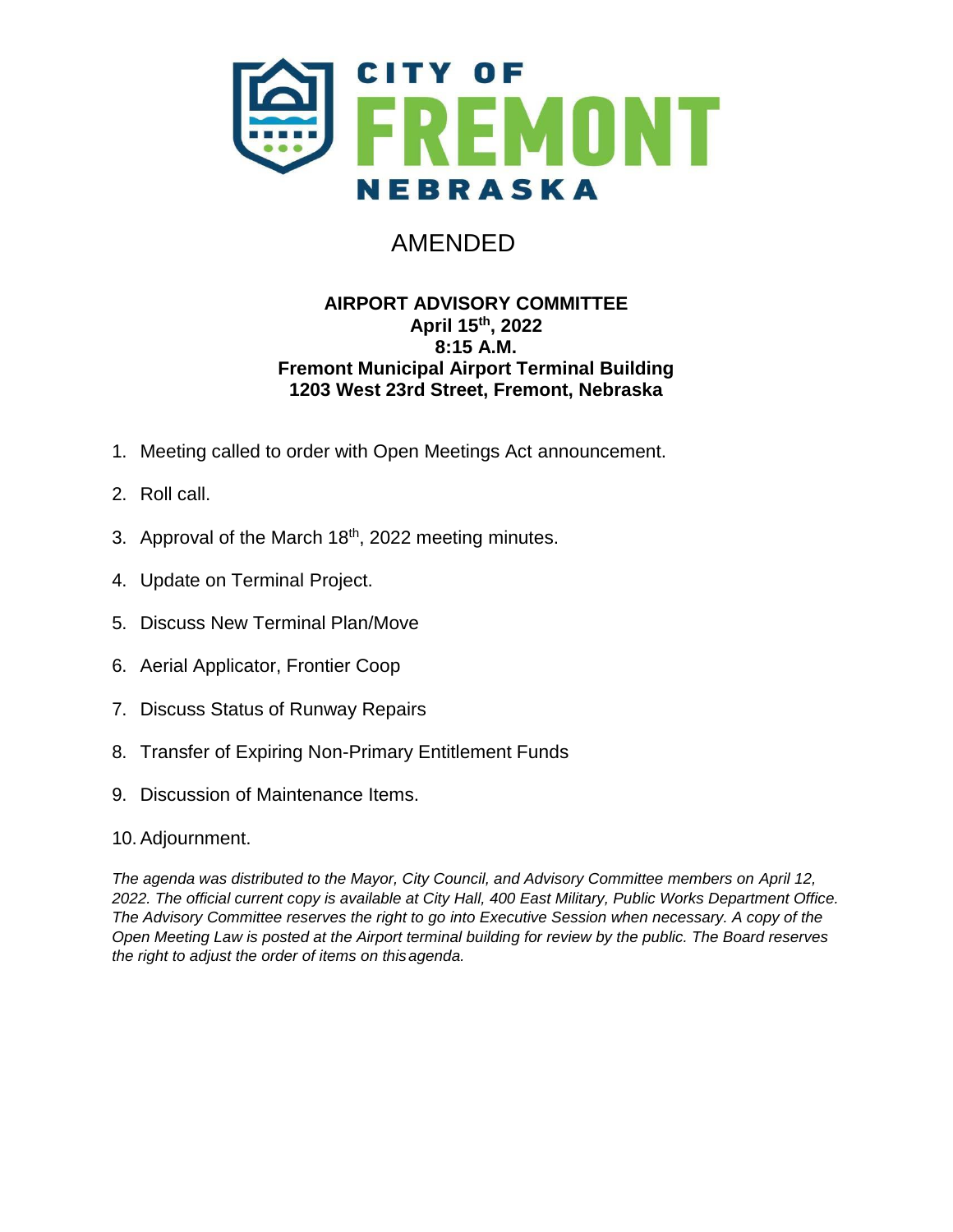# CITY OF FREMONT NEBRASKA

## AMENDED

**AIRPORT ADVISORY COMMITTEE**
**April 15th, 2022**
**8:15 A.M.**
**Fremont Municipal Airport Terminal Building**
**1203 West 23rd Street, Fremont, Nebraska**

1. Meeting called to order with Open Meetings Act announcement.
2. Roll call.
3. Approval of the March 18th, 2022 meeting minutes.
4. Update on Terminal Project.
5. Discuss New Terminal Plan/Move
6. Aerial Applicator, Frontier Coop
7. Discuss Status of Runway Repairs
8. Transfer of Expiring Non-Primary Entitlement Funds
9. Discussion of Maintenance Items.
10. Adjournment.

*The agenda was distributed to the Mayor, City Council, and Advisory Committee members on April 12, 2022. The official current copy is available at City Hall, 400 East Military, Public Works Department Office. The Advisory Committee reserves the right to go into Executive Session when necessary. A copy of the Open Meeting Law is posted at the Airport terminal building for review by the public. The Board reserves the right to adjust the order of items on this agenda.*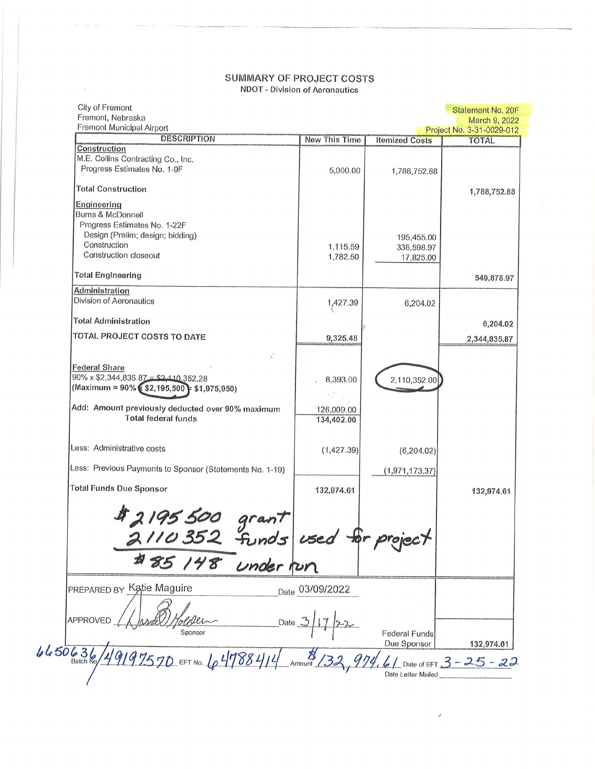## SUMMARY OF PROJECT COSTS

NDOT - Division of Aeronautics

City of Fremont
Fremont, Nebraska
Fremont Municipal Airport

Statement No. 20F
March 9, 2022
Project No. 3-31-0029-012

| DESCRIPTION | New This Time | Itemized Costs | TOTAL |
|---|---|---|---|
| **Construction** | | | |
| M.E. Collins Contracting Co., Inc. | | | |
| Progress Estimates No. 1-9F | 5,000.00 | 1,788,752.88 | |
| Total Construction | | | 1,788,752.88 |
| **Engineering** | | | |
| Burns & McDonnell | | | |
| Progress Estimates No. 1-22F | | | |
| Design (Prelim; design; bidding) | | 195,455.00 | |
| Construction | 1,115.59 | 336,598.97 | |
| Construction closeout | 1,782.50 | 17,825.00 | |
| Total Engineering | | | 549,878.97 |
| **Administration** | | | |
| Division of Aeronautics | 1,427.39 | 6,204.02 | |
| Total Administration | | | 6,204.02 |
| TOTAL PROJECT COSTS TO DATE | 9,325.48 | | 2,344,835.87 |
| **Federal Share** | | | |
| 90% x $2,344,835.87 = $2,110,352.28 (Maximum = 90% x $2,195,500 = $1,975,950) | 8,393.00 | 2,110,352.00 | |
| Add: Amount previously deducted over 90% maximum | 126,009.00 | | |
| Total federal funds | 134,402.00 | | |
| Less: Administrative costs | (1,427.39) | (6,204.02) | |
| Less: Previous Payments to Sponsor (Statements No. 1-19) | | (1,971,173.37) | |
| Total Funds Due Sponsor | 132,974.61 | | 132,974.61 |

$2195500 grant
2110352 funds used for project
$85148 under run

PREPARED BY Katie Maguire Date 03/09/2022

APPROVED [signature] Date 3/17/22
Sponsor

Federal Funds Due Sponsor 132,974.61

Batch No 6650636/49197570 EFT No. 64788414 Amount $132,974.61 Date of EFT 3-25-22

Date Letter Mailed ____________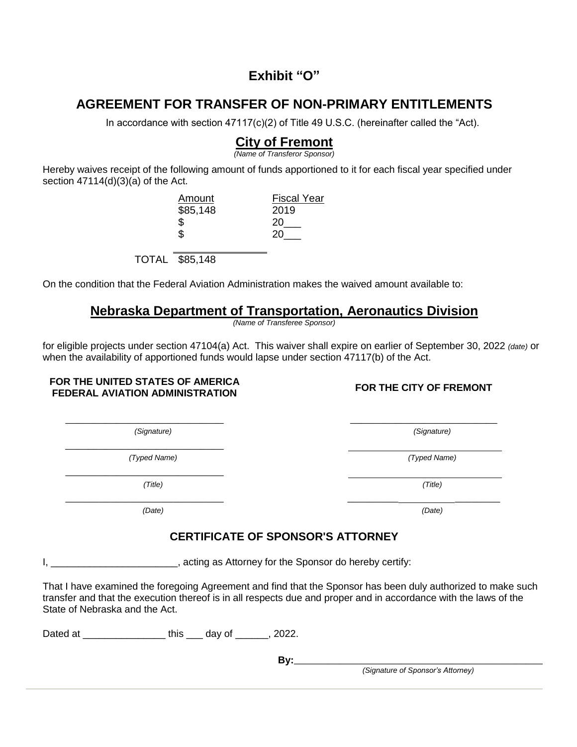# Exhibit "O"

## AGREEMENT FOR TRANSFER OF NON-PRIMARY ENTITLEMENTS

In accordance with section 47117(c)(2) of Title 49 U.S.C. (hereinafter called the "Act).

**City of Fremont**
*(Name of Transferor Sponsor)*

Hereby waives receipt of the following amount of funds apportioned to it for each fiscal year specified under section 47114(d)(3)(a) of the Act.

| | Amount | Fiscal Year |
|---|---|---|
| | $85,148 | 2019 |
| | $ | 20___ |
| | $ | 20___ |
| TOTAL | $85,148 | |

On the condition that the Federal Aviation Administration makes the waived amount available to:

**Nebraska Department of Transportation, Aeronautics Division**
*(Name of Transferee Sponsor)*

for eligible projects under section 47104(a) Act. This waiver shall expire on earlier of September 30, 2022 *(date)* or when the availability of apportioned funds would lapse under section 47117(b) of the Act.

| FOR THE UNITED STATES OF AMERICA FEDERAL AVIATION ADMINISTRATION | FOR THE CITY OF FREMONT |
|---|---|
| ______________________________ *(Signature)* | ______________________________ *(Signature)* |
| ______________________________ *(Typed Name)* | ______________________________ *(Typed Name)* |
| ______________________________ *(Title)* | ______________________________ *(Title)* |
| ______________________________ *(Date)* | ______________________________ *(Date)* |

## CERTIFICATE OF SPONSOR'S ATTORNEY

I, _______________________, acting as Attorney for the Sponsor do hereby certify:

That I have examined the foregoing Agreement and find that the Sponsor has been duly authorized to make such transfer and that the execution thereof is in all respects due and proper and in accordance with the laws of the State of Nebraska and the Act.

Dated at _______________ this ___ day of ______, 2022.

**By:**_____________________________________________
*(Signature of Sponsor's Attorney)*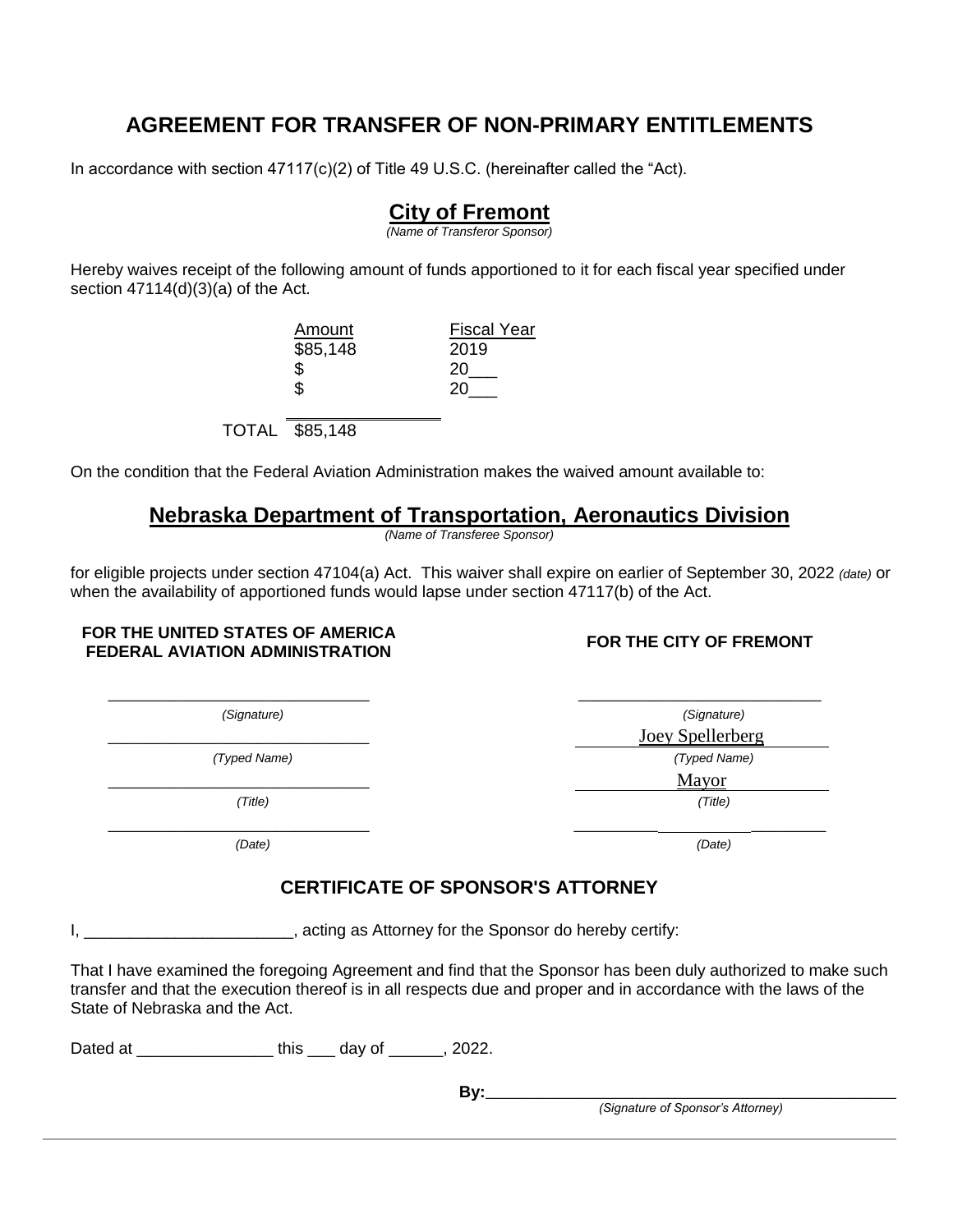# AGREEMENT FOR TRANSFER OF NON-PRIMARY ENTITLEMENTS

In accordance with section 47117(c)(2) of Title 49 U.S.C. (hereinafter called the "Act).

## City of Fremont

*(Name of Transferor Sponsor)*

Hereby waives receipt of the following amount of funds apportioned to it for each fiscal year specified under section 47114(d)(3)(a) of the Act.

| | Amount | Fiscal Year |
|---|---|---|
| | $85,148 | 2019 |
| | $ | 20___ |
| | $ | 20___ |
| TOTAL | $85,148 | |

On the condition that the Federal Aviation Administration makes the waived amount available to:

## Nebraska Department of Transportation, Aeronautics Division

*(Name of Transferee Sponsor)*

for eligible projects under section 47104(a) Act. This waiver shall expire on earlier of September 30, 2022 *(date)* or when the availability of apportioned funds would lapse under section 47117(b) of the Act.

**FOR THE UNITED STATES OF AMERICA FEDERAL AVIATION ADMINISTRATION**

_____________________________
*(Signature)*

_____________________________
*(Typed Name)*

_____________________________
*(Title)*

_____________________________
*(Date)*

**FOR THE CITY OF FREMONT**

_____________________________
*(Signature)*

Joey Spellerberg
*(Typed Name)*

Mayor
*(Title)*

_____________________________
*(Date)*

## CERTIFICATE OF SPONSOR'S ATTORNEY

I, _______________________, acting as Attorney for the Sponsor do hereby certify:

That I have examined the foregoing Agreement and find that the Sponsor has been duly authorized to make such transfer and that the execution thereof is in all respects due and proper and in accordance with the laws of the State of Nebraska and the Act.

Dated at _______________ this ___ day of ______, 2022.

**By:**_____________________________________________
*(Signature of Sponsor's Attorney)*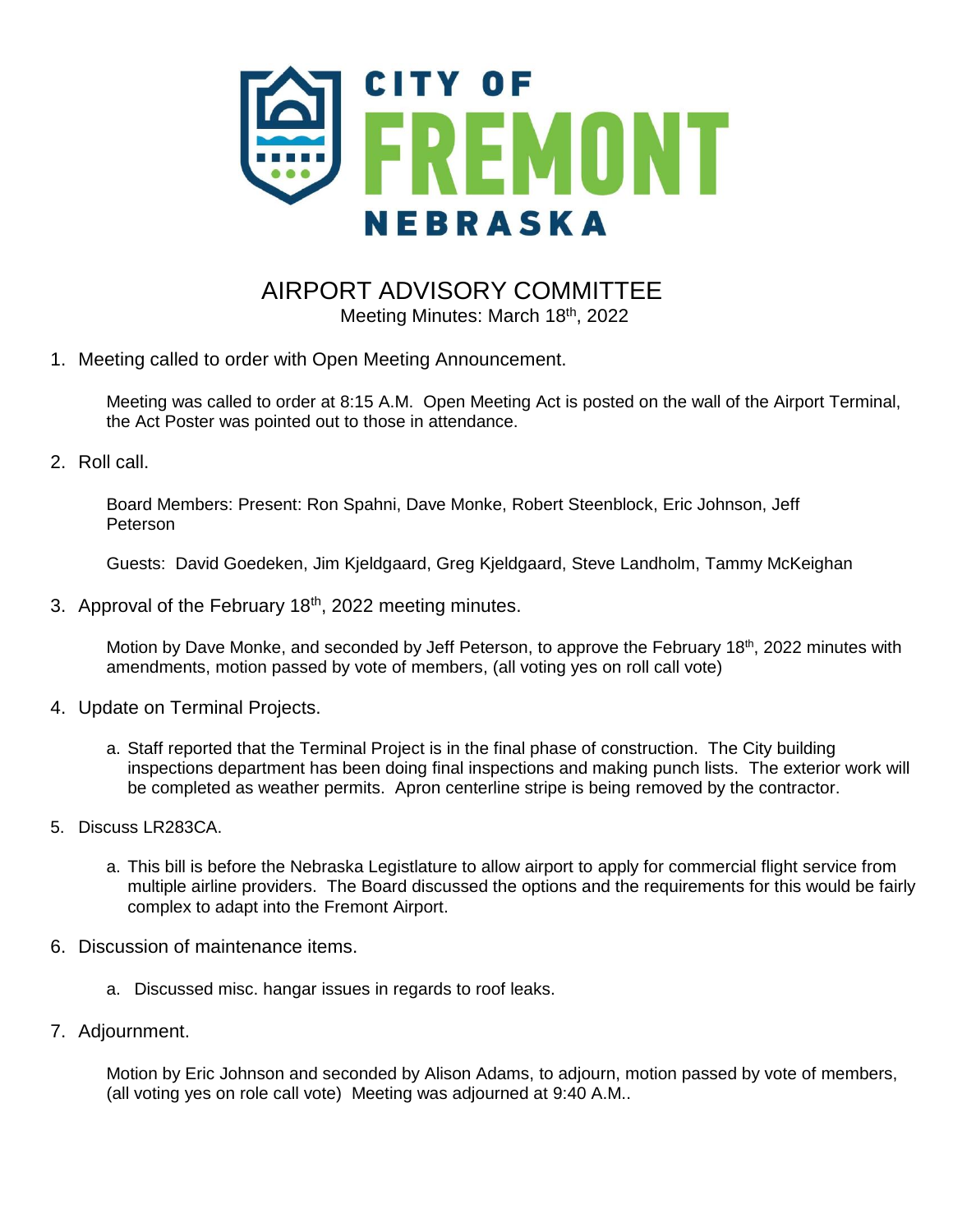CITY OF FREMONT NEBRASKA

# AIRPORT ADVISORY COMMITTEE

Meeting Minutes: March 18th, 2022

1. Meeting called to order with Open Meeting Announcement.

   Meeting was called to order at 8:15 A.M. Open Meeting Act is posted on the wall of the Airport Terminal, the Act Poster was pointed out to those in attendance.

2. Roll call.

   Board Members: Present: Ron Spahni, Dave Monke, Robert Steenblock, Eric Johnson, Jeff Peterson

   Guests: David Goedeken, Jim Kjeldgaard, Greg Kjeldgaard, Steve Landholm, Tammy McKeighan

3. Approval of the February 18th, 2022 meeting minutes.

   Motion by Dave Monke, and seconded by Jeff Peterson, to approve the February 18th, 2022 minutes with amendments, motion passed by vote of members, (all voting yes on roll call vote)

4. Update on Terminal Projects.

   a. Staff reported that the Terminal Project is in the final phase of construction. The City building inspections department has been doing final inspections and making punch lists. The exterior work will be completed as weather permits. Apron centerline stripe is being removed by the contractor.

5. Discuss LR283CA.

   a. This bill is before the Nebraska Legistlature to allow airport to apply for commercial flight service from multiple airline providers. The Board discussed the options and the requirements for this would be fairly complex to adapt into the Fremont Airport.

6. Discussion of maintenance items.

   a. Discussed misc. hangar issues in regards to roof leaks.

7. Adjournment.

   Motion by Eric Johnson and seconded by Alison Adams, to adjourn, motion passed by vote of members, (all voting yes on role call vote) Meeting was adjourned at 9:40 A.M..